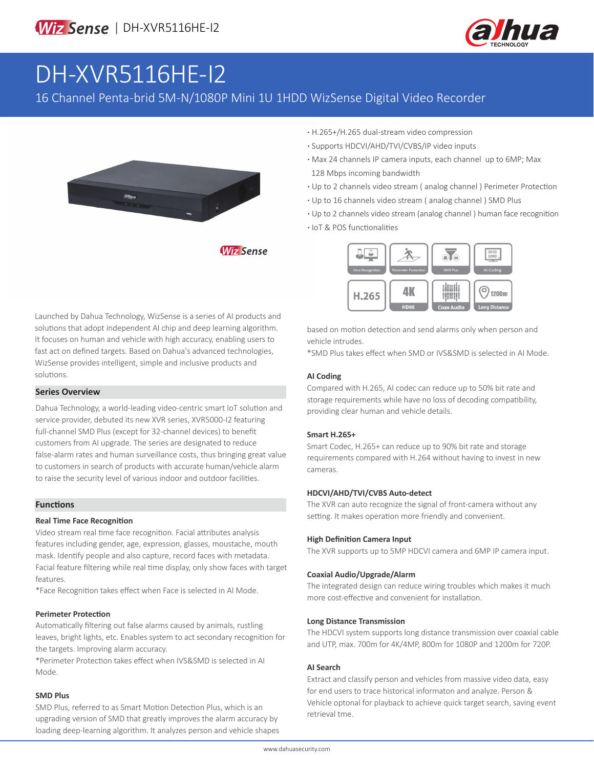# DH-XVR5116HE-I2

## 16 Channel Penta-brid 5M-N/1080P Mini 1U 1HDD WizSense Digital Video Recorder

- H.265+/H.265 dual-stream video compression
- Supports HDCVI/AHD/TVI/CVBS/IP video inputs
- Max 24 channels IP camera inputs, each channel up to 6MP; Max 128 Mbps incoming bandwidth
- Up to 2 channels video stream ( analog channel ) Perimeter Protection
- Up to 16 channels video stream ( analog channel ) SMD Plus
- Up to 2 channels video stream (analog channel ) human face recognition
- IoT & POS functionalities

Launched by Dahua Technology, WizSense is a series of AI products and solutions that adopt independent AI chip and deep learning algorithm. It focuses on human and vehicle with high accuracy, enabling users to fast act on defined targets. Based on Dahua's advanced technologies, WizSense provides intelligent, simple and inclusive products and solutions.

### Series Overview

Dahua Technology, a world-leading video-centric smart IoT solution and service provider, debuted its new XVR series, XVR5000-I2 featuring full-channel SMD Plus (except for 32-channel devices) to benefit customers from AI upgrade. The series are designated to reduce false-alarm rates and human surveillance costs, thus bringing great value to customers in search of products with accurate human/vehicle alarm to raise the security level of various indoor and outdoor facilities.

### Functions

**Real Time Face Recognition**

Video stream real time face recognition. Facial attributes analysis features including gender, age, expression, glasses, moustache, mouth mask. Identify people and also capture, record faces with metadata. Facial feature filtering while real time display, only show faces with target features.

*Face Recognition takes effect when Face is selected in AI Mode.

**Perimeter Protection**

Automatically filtering out false alarms caused by animals, rustling leaves, bright lights, etc. Enables system to act secondary recognition for the targets. Improving alarm accuracy.

*Perimeter Protection takes effect when IVS&SMD is selected in AI Mode.

**SMD Plus**

SMD Plus, referred to as Smart Motion Detection Plus, which is an upgrading version of SMD that greatly improves the alarm accuracy by loading deep-learning algorithm. It analyzes person and vehicle shapes based on motion detection and send alarms only when person and vehicle intrudes.

*SMD Plus takes effect when SMD or IVS&SMD is selected in AI Mode.

**AI Coding**

Compared with H.265, AI codec can reduce up to 50% bit rate and storage requirements while have no loss of decoding compatibility, providing clear human and vehicle details.

**Smart H.265+**

Smart Codec, H.265+ can reduce up to 90% bit rate and storage requirements compared with H.264 without having to invest in new cameras.

**HDCVI/AHD/TVI/CVBS Auto-detect**

The XVR can auto recognize the signal of front-camera without any setting. It makes operation more friendly and convenient.

**High Definition Camera Input**

The XVR supports up to 5MP HDCVI camera and 6MP IP camera input.

**Coaxial Audio/Upgrade/Alarm**

The integrated design can reduce wiring troubles which makes it much more cost-effective and convenient for installation.

**Long Distance Transmission**

The HDCVI system supports long distance transmission over coaxial cable and UTP, max. 700m for 4K/4MP, 800m for 1080P and 1200m for 720P.

**AI Search**

Extract and classify person and vehicles from massive video data, easy for end users to trace historical informaton and analyze. Person & Vehicle optonal for playback to achieve quick target search, saving event retrieval tme.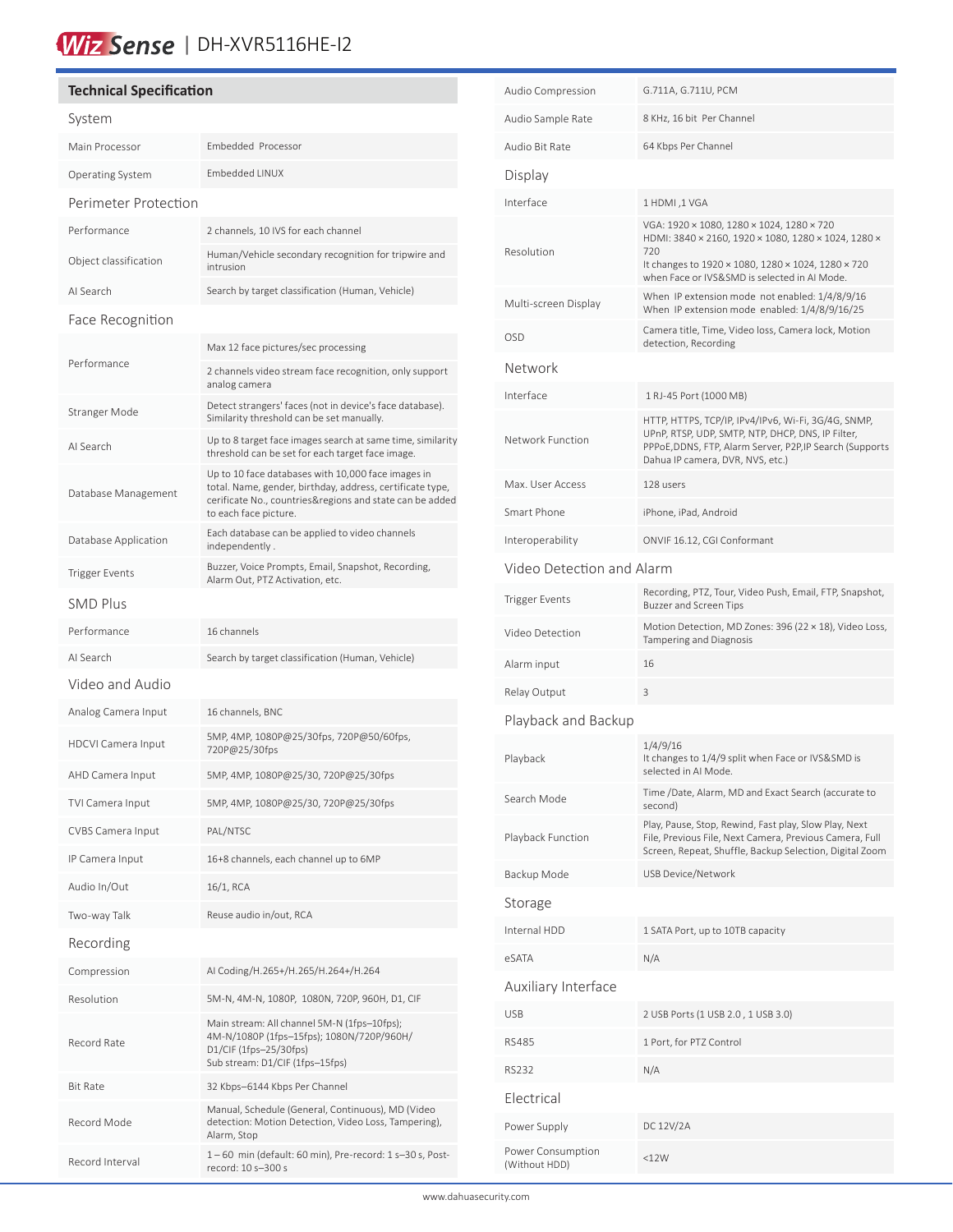# WizSense | DH-XVR5116HE-I2

## Technical Specification

### System

| | |
|---|---|
| Main Processor | Embedded Processor |
| Operating System | Embedded LINUX |

### Perimeter Protection

| | |
|---|---|
| Performance | 2 channels, 10 IVS for each channel |
| Object classification | Human/Vehicle secondary recognition for tripwire and intrusion |
| AI Search | Search by target classification (Human, Vehicle) |

### Face Recognition

| | |
|---|---|
| Performance | Max 12 face pictures/sec processing<br>2 channels video stream face recognition, only support analog camera |
| Stranger Mode | Detect strangers' faces (not in device's face database). Similarity threshold can be set manually. |
| AI Search | Up to 8 target face images search at same time, similarity threshold can be set for each target face image. |
| Database Management | Up to 10 face databases with 10,000 face images in total. Name, gender, birthday, address, certificate type, cerificate No., countries&regions and state can be added to each face picture. |
| Database Application | Each database can be applied to video channels independently . |
| Trigger Events | Buzzer, Voice Prompts, Email, Snapshot, Recording, Alarm Out, PTZ Activation, etc. |

### SMD Plus

| | |
|---|---|
| Performance | 16 channels |
| AI Search | Search by target classification (Human, Vehicle) |

### Video and Audio

| | |
|---|---|
| Analog Camera Input | 16 channels, BNC |
| HDCVI Camera Input | 5MP, 4MP, 1080P@25/30fps, 720P@50/60fps, 720P@25/30fps |
| AHD Camera Input | 5MP, 4MP, 1080P@25/30, 720P@25/30fps |
| TVI Camera Input | 5MP, 4MP, 1080P@25/30, 720P@25/30fps |
| CVBS Camera Input | PAL/NTSC |
| IP Camera Input | 16+8 channels, each channel up to 6MP |
| Audio In/Out | 16/1, RCA |
| Two-way Talk | Reuse audio in/out, RCA |

### Recording

| | |
|---|---|
| Compression | AI Coding/H.265+/H.265/H.264+/H.264 |
| Resolution | 5M-N, 4M-N, 1080P, 1080N, 720P, 960H, D1, CIF |
| Record Rate | Main stream: All channel 5M-N (1fps–10fps); 4M-N/1080P (1fps–15fps); 1080N/720P/960H/ D1/CIF (1fps–25/30fps)<br>Sub stream: D1/CIF (1fps–15fps) |
| Bit Rate | 32 Kbps–6144 Kbps Per Channel |
| Record Mode | Manual, Schedule (General, Continuous), MD (Video detection: Motion Detection, Video Loss, Tampering), Alarm, Stop |
| Record Interval | 1 – 60 min (default: 60 min), Pre-record: 1 s–30 s, Post-record: 10 s–300 s |
| Audio Compression | G.711A, G.711U, PCM |
| Audio Sample Rate | 8 KHz, 16 bit Per Channel |
| Audio Bit Rate | 64 Kbps Per Channel |

### Display

| | |
|---|---|
| Interface | 1 HDMI ,1 VGA |
| Resolution | VGA: 1920 × 1080, 1280 × 1024, 1280 × 720<br>HDMI: 3840 × 2160, 1920 × 1080, 1280 × 1024, 1280 × 720<br>It changes to 1920 × 1080, 1280 × 1024, 1280 × 720 when Face or IVS&SMD is selected in AI Mode. |
| Multi-screen Display | When IP extension mode not enabled: 1/4/8/9/16<br>When IP extension mode enabled: 1/4/8/9/16/25 |
| OSD | Camera title, Time, Video loss, Camera lock, Motion detection, Recording |

### Network

| | |
|---|---|
| Interface | 1 RJ-45 Port (1000 MB) |
| Network Function | HTTP, HTTPS, TCP/IP, IPv4/IPv6, Wi-Fi, 3G/4G, SNMP, UPnP, RTSP, UDP, SMTP, NTP, DHCP, DNS, IP Filter, PPPoE,DDNS, FTP, Alarm Server, P2P,IP Search (Supports Dahua IP camera, DVR, NVS, etc.) |
| Max. User Access | 128 users |
| Smart Phone | iPhone, iPad, Android |
| Interoperability | ONVIF 16.12, CGI Conformant |

### Video Detection and Alarm

| | |
|---|---|
| Trigger Events | Recording, PTZ, Tour, Video Push, Email, FTP, Snapshot, Buzzer and Screen Tips |
| Video Detection | Motion Detection, MD Zones: 396 (22 × 18), Video Loss, Tampering and Diagnosis |
| Alarm input | 16 |
| Relay Output | 3 |

### Playback and Backup

| | |
|---|---|
| Playback | 1/4/9/16<br>It changes to 1/4/9 split when Face or IVS&SMD is selected in AI Mode. |
| Search Mode | Time /Date, Alarm, MD and Exact Search (accurate to second) |
| Playback Function | Play, Pause, Stop, Rewind, Fast play, Slow Play, Next File, Previous File, Next Camera, Previous Camera, Full Screen, Repeat, Shuffle, Backup Selection, Digital Zoom |
| Backup Mode | USB Device/Network |

### Storage

| | |
|---|---|
| Internal HDD | 1 SATA Port, up to 10TB capacity |
| eSATA | N/A |

### Auxiliary Interface

| | |
|---|---|
| USB | 2 USB Ports (1 USB 2.0 , 1 USB 3.0) |
| RS485 | 1 Port, for PTZ Control |
| RS232 | N/A |

### Electrical

| | |
|---|---|
| Power Supply | DC 12V/2A |
| Power Consumption (Without HDD) | <12W |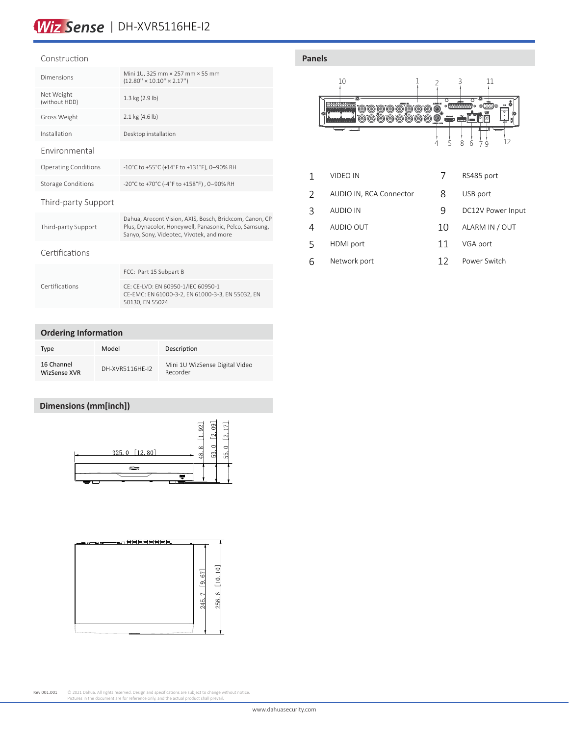## Construction

| | |
|---|---|
| Dimensions | Mini 1U, 325 mm × 257 mm × 55 mm (12.80'' × 10.10'' × 2.17'') |
| Net Weight (without HDD) | 1.3 kg (2.9 lb) |
| Gross Weight | 2.1 kg (4.6 lb) |
| Installation | Desktop installation |

## Environmental

| | |
|---|---|
| Operating Conditions | -10°C to +55°C (+14°F to +131°F), 0–90% RH |
| Storage Conditions | -20°C to +70°C (-4°F to +158°F) , 0–90% RH |

## Third-party Support

| | |
|---|---|
| Third-party Support | Dahua, Arecont Vision, AXIS, Bosch, Brickcom, Canon, CP Plus, Dynacolor, Honeywell, Panasonic, Pelco, Samsung, Sanyo, Sony, Videotec, Vivotek, and more |

## Certifications

| | |
|---|---|
| Certifications | FCC: Part 15 Subpart B |
| | CE: CE-LVD: EN 60950-1/IEC 60950-1<br>CE-EMC: EN 61000-3-2, EN 61000-3-3, EN 55032, EN 50130, EN 55024 |

## Ordering Information

| Type | Model | Description |
|---|---|---|
| 16 Channel WizSense XVR | DH-XVR5116HE-I2 | Mini 1U WizSense Digital Video Recorder |

## Dimensions (mm[inch])

325.0 [12.80]
48.8 [1.92]
53.0 [2.09]
55.0 [2.17]
245.7 [9.67]
256.6 [10.10]

## Panels

10 1 2 3 11
4 5 8 6 7 9 12

| | | | |
|---|---|---|---|
| 1 | VIDEO IN | 7 | RS485 port |
| 2 | AUDIO IN, RCA Connector | 8 | USB port |
| 3 | AUDIO IN | 9 | DC12V Power Input |
| 4 | AUDIO OUT | 10 | ALARM IN / OUT |
| 5 | HDMI port | 11 | VGA port |
| 6 | Network port | 12 | Power Switch |

Rev 001.001 © 2021 Dahua. All rights reserved. Design and specifications are subject to change without notice. Pictures in the document are for reference only, and the actual product shall prevail.

www.dahuasecurity.com